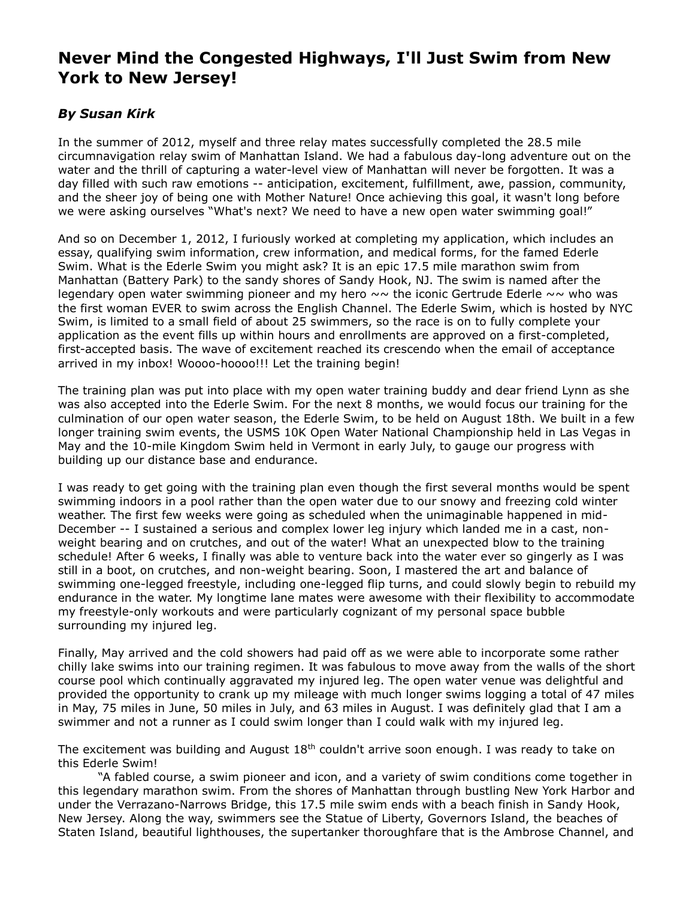# Never Mind the Congested Highways, I'll Just Swim from New York to New Jersey!

### *By Susan Kirk*

In the summer of 2012, myself and three relay mates successfully completed the 28.5 mile circumnavigation relay swim of Manhattan Island. We had a fabulous day-long adventure out on the water and the thrill of capturing a water-level view of Manhattan will never be forgotten. It was a day filled with such raw emotions -- anticipation, excitement, fulfillment, awe, passion, community, and the sheer joy of being one with Mother Nature! Once achieving this goal, it wasn't long before we were asking ourselves "What's next? We need to have a new open water swimming goal!"

And so on December 1, 2012, I furiously worked at completing my application, which includes an essay, qualifying swim information, crew information, and medical forms, for the famed Ederle Swim. What is the Ederle Swim you might ask? It is an epic 17.5 mile marathon swim from Manhattan (Battery Park) to the sandy shores of Sandy Hook, NJ. The swim is named after the legendary open water swimming pioneer and my hero ~~ the iconic Gertrude Ederle ~~ who was the first woman EVER to swim across the English Channel. The Ederle Swim, which is hosted by NYC Swim, is limited to a small field of about 25 swimmers, so the race is on to fully complete your application as the event fills up within hours and enrollments are approved on a first-completed, first-accepted basis. The wave of excitement reached its crescendo when the email of acceptance arrived in my inbox! Woooo-hoooo!!! Let the training begin!

The training plan was put into place with my open water training buddy and dear friend Lynn as she was also accepted into the Ederle Swim. For the next 8 months, we would focus our training for the culmination of our open water season, the Ederle Swim, to be held on August 18th. We built in a few longer training swim events, the USMS 10K Open Water National Championship held in Las Vegas in May and the 10-mile Kingdom Swim held in Vermont in early July, to gauge our progress with building up our distance base and endurance.

I was ready to get going with the training plan even though the first several months would be spent swimming indoors in a pool rather than the open water due to our snowy and freezing cold winter weather. The first few weeks were going as scheduled when the unimaginable happened in mid-December -- I sustained a serious and complex lower leg injury which landed me in a cast, non-weight bearing and on crutches, and out of the water! What an unexpected blow to the training schedule! After 6 weeks, I finally was able to venture back into the water ever so gingerly as I was still in a boot, on crutches, and non-weight bearing. Soon, I mastered the art and balance of swimming one-legged freestyle, including one-legged flip turns, and could slowly begin to rebuild my endurance in the water. My longtime lane mates were awesome with their flexibility to accommodate my freestyle-only workouts and were particularly cognizant of my personal space bubble surrounding my injured leg.

Finally, May arrived and the cold showers had paid off as we were able to incorporate some rather chilly lake swims into our training regimen. It was fabulous to move away from the walls of the short course pool which continually aggravated my injured leg. The open water venue was delightful and provided the opportunity to crank up my mileage with much longer swims logging a total of 47 miles in May, 75 miles in June, 50 miles in July, and 63 miles in August. I was definitely glad that I am a swimmer and not a runner as I could swim longer than I could walk with my injured leg.

The excitement was building and August 18th couldn't arrive soon enough. I was ready to take on this Ederle Swim!

"A fabled course, a swim pioneer and icon, and a variety of swim conditions come together in this legendary marathon swim. From the shores of Manhattan through bustling New York Harbor and under the Verrazano-Narrows Bridge, this 17.5 mile swim ends with a beach finish in Sandy Hook, New Jersey. Along the way, swimmers see the Statue of Liberty, Governors Island, the beaches of Staten Island, beautiful lighthouses, the supertanker thoroughfare that is the Ambrose Channel, and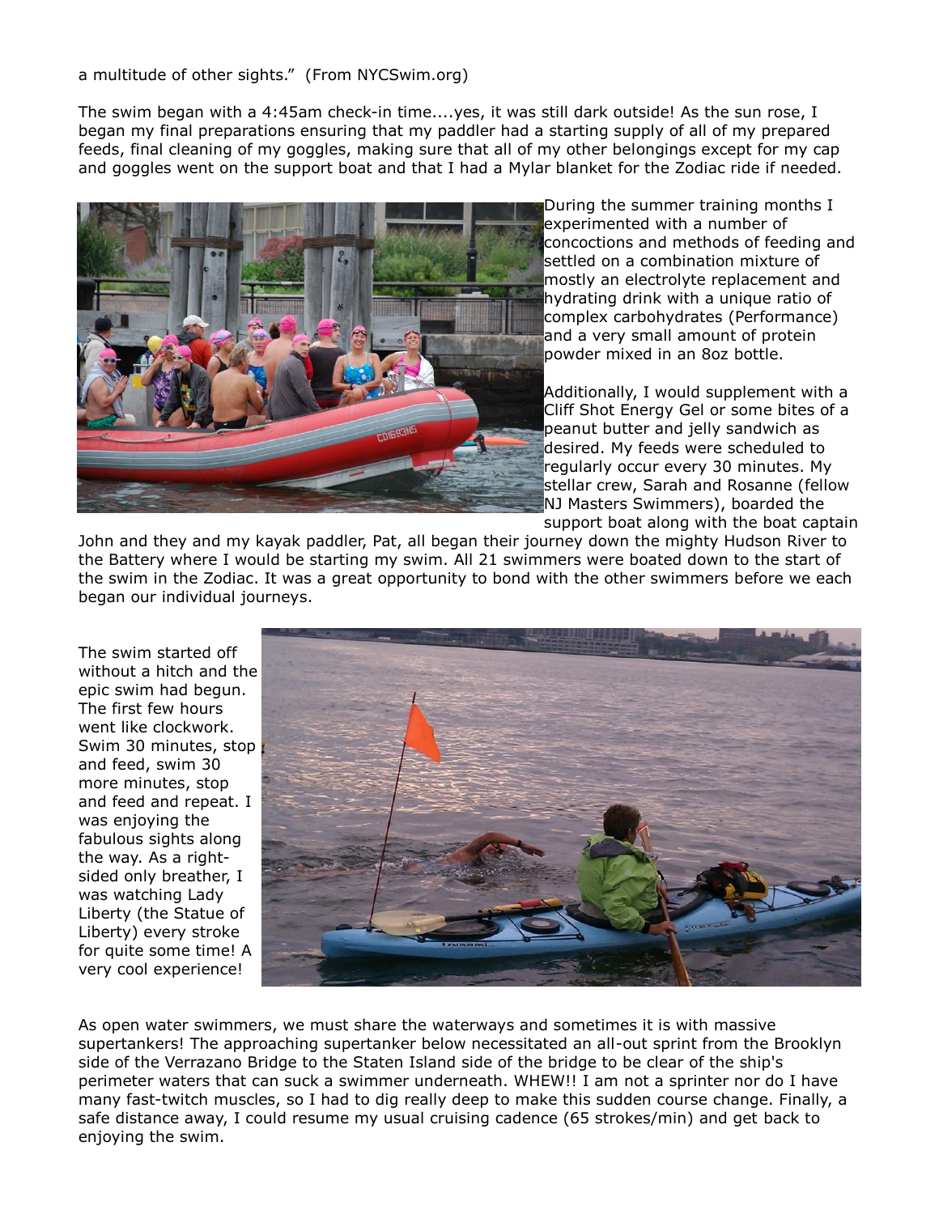a multitude of other sights." (From NYCSwim.org)

The swim began with a 4:45am check-in time....yes, it was still dark outside! As the sun rose, I began my final preparations ensuring that my paddler had a starting supply of all of my prepared feeds, final cleaning of my goggles, making sure that all of my other belongings except for my cap and goggles went on the support boat and that I had a Mylar blanket for the Zodiac ride if needed.

During the summer training months I experimented with a number of concoctions and methods of feeding and settled on a combination mixture of mostly an electrolyte replacement and hydrating drink with a unique ratio of complex carbohydrates (Performance) and a very small amount of protein powder mixed in an 8oz bottle.

Additionally, I would supplement with a Cliff Shot Energy Gel or some bites of a peanut butter and jelly sandwich as desired. My feeds were scheduled to regularly occur every 30 minutes. My stellar crew, Sarah and Rosanne (fellow NJ Masters Swimmers), boarded the support boat along with the boat captain John and they and my kayak paddler, Pat, all began their journey down the mighty Hudson River to the Battery where I would be starting my swim. All 21 swimmers were boated down to the start of the swim in the Zodiac. It was a great opportunity to bond with the other swimmers before we each began our individual journeys.

The swim started off without a hitch and the epic swim had begun. The first few hours went like clockwork. Swim 30 minutes, stop and feed, swim 30 more minutes, stop and feed and repeat. I was enjoying the fabulous sights along the way. As a right-sided only breather, I was watching Lady Liberty (the Statue of Liberty) every stroke for quite some time! A very cool experience!

As open water swimmers, we must share the waterways and sometimes it is with massive supertankers! The approaching supertanker below necessitated an all-out sprint from the Brooklyn side of the Verrazano Bridge to the Staten Island side of the bridge to be clear of the ship's perimeter waters that can suck a swimmer underneath. WHEW!! I am not a sprinter nor do I have many fast-twitch muscles, so I had to dig really deep to make this sudden course change. Finally, a safe distance away, I could resume my usual cruising cadence (65 strokes/min) and get back to enjoying the swim.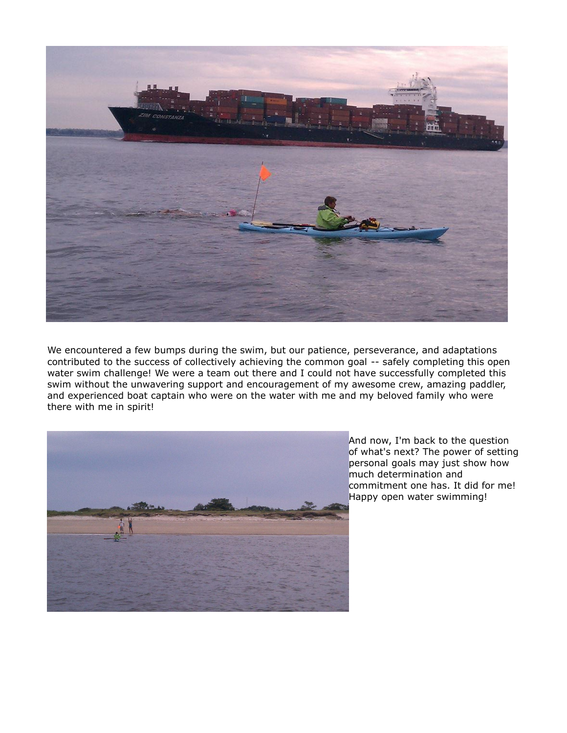We encountered a few bumps during the swim, but our patience, perseverance, and adaptations contributed to the success of collectively achieving the common goal -- safely completing this open water swim challenge! We were a team out there and I could not have successfully completed this swim without the unwavering support and encouragement of my awesome crew, amazing paddler, and experienced boat captain who were on the water with me and my beloved family who were there with me in spirit!

And now, I'm back to the question of what's next? The power of setting personal goals may just show how much determination and commitment one has. It did for me! Happy open water swimming!